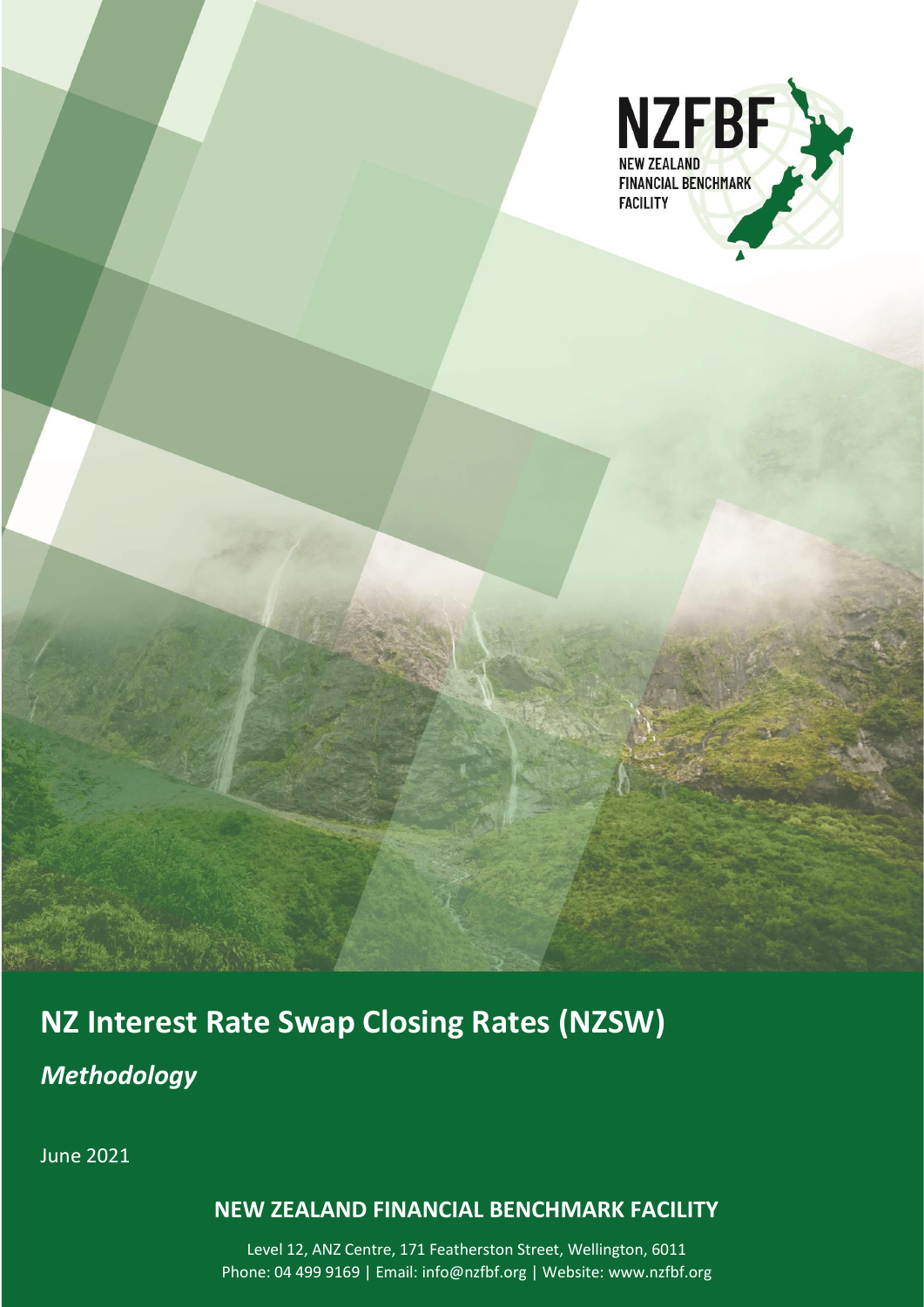NZFBF

NEW ZEALAND
FINANCIAL BENCHMARK
FACILITY

# NZ Interest Rate Swap Closing Rates (NZSW)

## *Methodology*

June 2021

**NEW ZEALAND FINANCIAL BENCHMARK FACILITY**

Level 12, ANZ Centre, 171 Featherston Street, Wellington, 6011
Phone: 04 499 9169 | Email: info@nzfbf.org | Website: www.nzfbf.org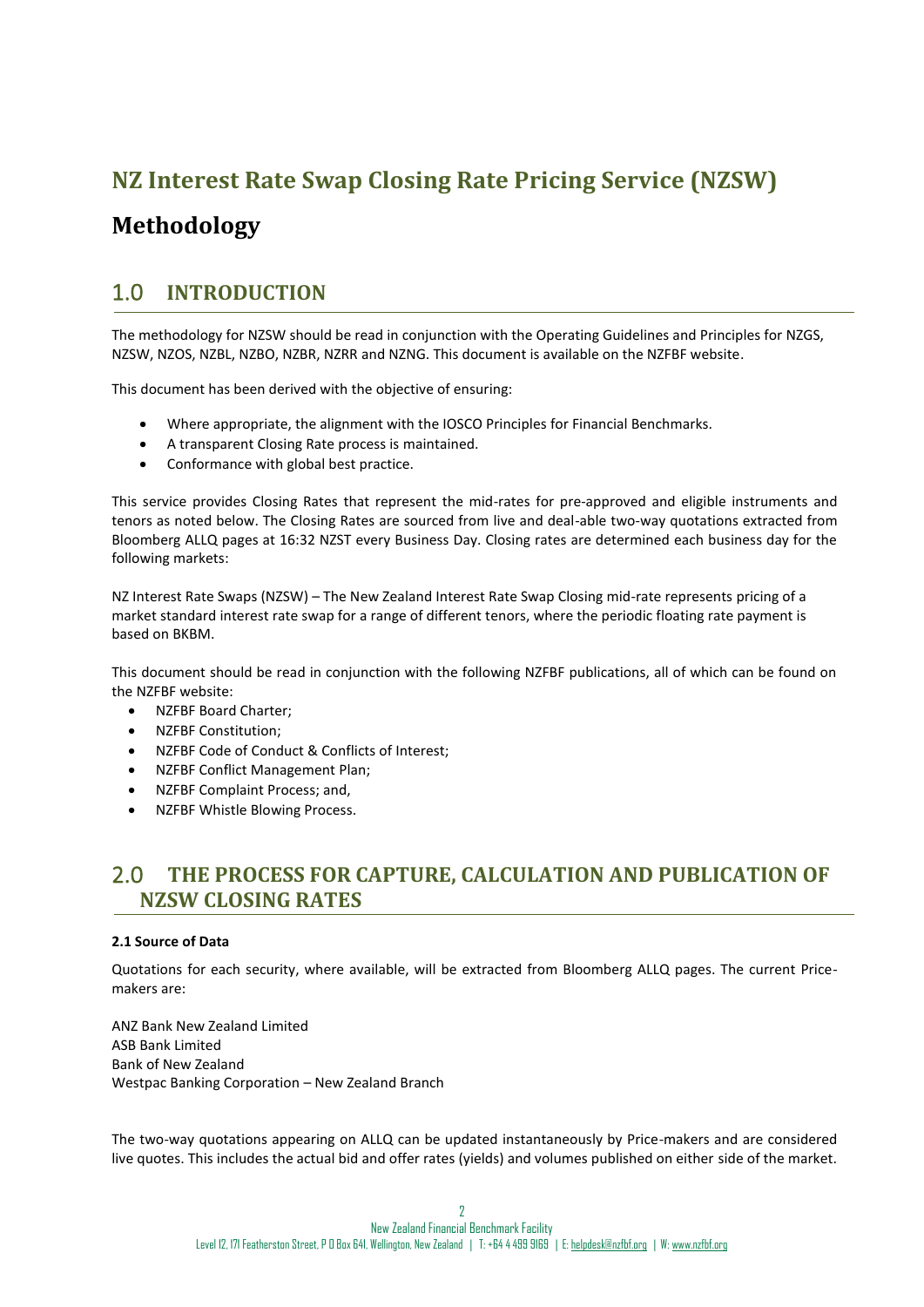# NZ Interest Rate Swap Closing Rate Pricing Service (NZSW)

# Methodology

## 1.0 INTRODUCTION

The methodology for NZSW should be read in conjunction with the Operating Guidelines and Principles for NZGS, NZSW, NZOS, NZBL, NZBO, NZBR, NZRR and NZNG. This document is available on the NZFBF website.

This document has been derived with the objective of ensuring:

- Where appropriate, the alignment with the IOSCO Principles for Financial Benchmarks.
- A transparent Closing Rate process is maintained.
- Conformance with global best practice.

This service provides Closing Rates that represent the mid-rates for pre-approved and eligible instruments and tenors as noted below. The Closing Rates are sourced from live and deal-able two-way quotations extracted from Bloomberg ALLQ pages at 16:32 NZST every Business Day. Closing rates are determined each business day for the following markets:

NZ Interest Rate Swaps (NZSW) – The New Zealand Interest Rate Swap Closing mid-rate represents pricing of a market standard interest rate swap for a range of different tenors, where the periodic floating rate payment is based on BKBM.

This document should be read in conjunction with the following NZFBF publications, all of which can be found on the NZFBF website:

- NZFBF Board Charter;
- NZFBF Constitution;
- NZFBF Code of Conduct & Conflicts of Interest;
- NZFBF Conflict Management Plan;
- NZFBF Complaint Process; and,
- NZFBF Whistle Blowing Process.

## 2.0 THE PROCESS FOR CAPTURE, CALCULATION AND PUBLICATION OF NZSW CLOSING RATES

**2.1 Source of Data**

Quotations for each security, where available, will be extracted from Bloomberg ALLQ pages. The current Price-makers are:

ANZ Bank New Zealand Limited
ASB Bank Limited
Bank of New Zealand
Westpac Banking Corporation – New Zealand Branch

The two-way quotations appearing on ALLQ can be updated instantaneously by Price-makers and are considered live quotes. This includes the actual bid and offer rates (yields) and volumes published on either side of the market.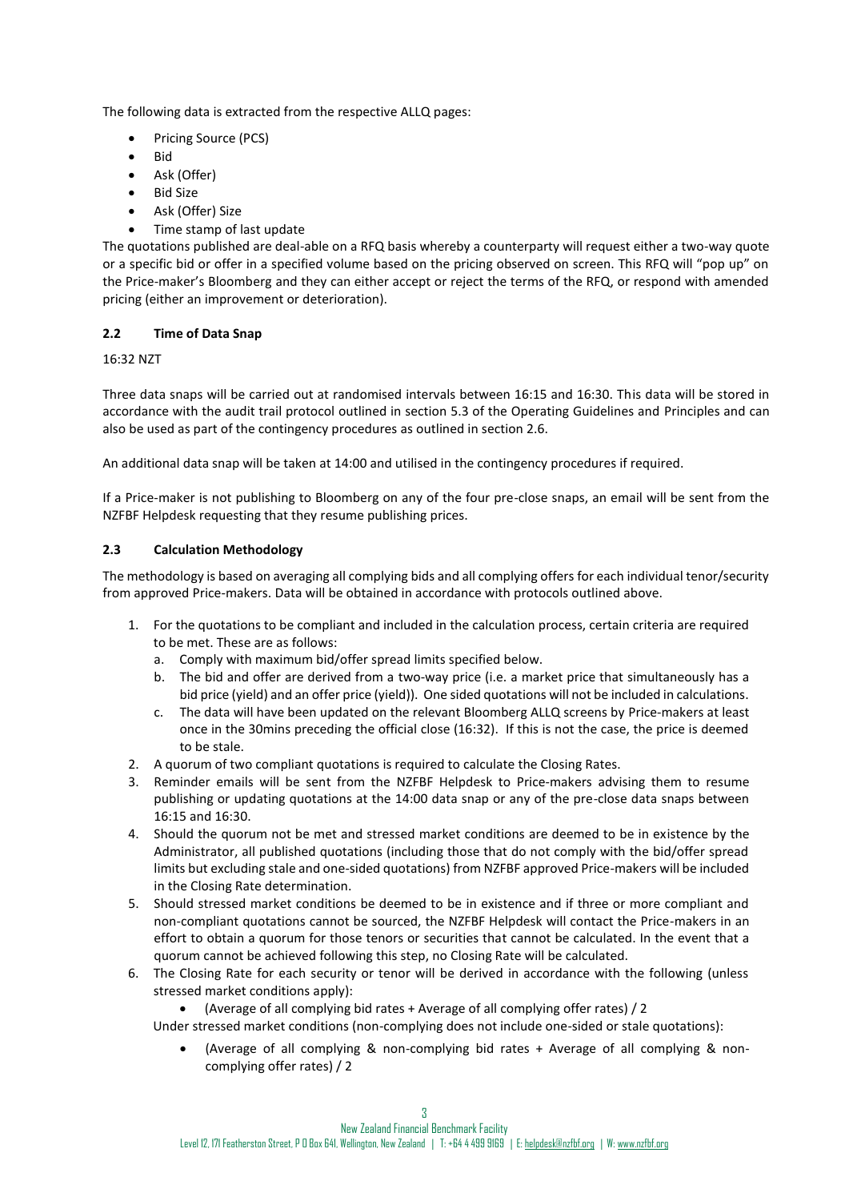The following data is extracted from the respective ALLQ pages:

- Pricing Source (PCS)
- Bid
- Ask (Offer)
- Bid Size
- Ask (Offer) Size
- Time stamp of last update

The quotations published are deal-able on a RFQ basis whereby a counterparty will request either a two-way quote or a specific bid or offer in a specified volume based on the pricing observed on screen. This RFQ will "pop up" on the Price-maker's Bloomberg and they can either accept or reject the terms of the RFQ, or respond with amended pricing (either an improvement or deterioration).

### 2.2 Time of Data Snap

16:32 NZT

Three data snaps will be carried out at randomised intervals between 16:15 and 16:30. This data will be stored in accordance with the audit trail protocol outlined in section 5.3 of the Operating Guidelines and Principles and can also be used as part of the contingency procedures as outlined in section 2.6.

An additional data snap will be taken at 14:00 and utilised in the contingency procedures if required.

If a Price-maker is not publishing to Bloomberg on any of the four pre-close snaps, an email will be sent from the NZFBF Helpdesk requesting that they resume publishing prices.

### 2.3 Calculation Methodology

The methodology is based on averaging all complying bids and all complying offers for each individual tenor/security from approved Price-makers. Data will be obtained in accordance with protocols outlined above.

1. For the quotations to be compliant and included in the calculation process, certain criteria are required to be met. These are as follows:
   a. Comply with maximum bid/offer spread limits specified below.
   b. The bid and offer are derived from a two-way price (i.e. a market price that simultaneously has a bid price (yield) and an offer price (yield)). One sided quotations will not be included in calculations.
   c. The data will have been updated on the relevant Bloomberg ALLQ screens by Price-makers at least once in the 30mins preceding the official close (16:32). If this is not the case, the price is deemed to be stale.
2. A quorum of two compliant quotations is required to calculate the Closing Rates.
3. Reminder emails will be sent from the NZFBF Helpdesk to Price-makers advising them to resume publishing or updating quotations at the 14:00 data snap or any of the pre-close data snaps between 16:15 and 16:30.
4. Should the quorum not be met and stressed market conditions are deemed to be in existence by the Administrator, all published quotations (including those that do not comply with the bid/offer spread limits but excluding stale and one-sided quotations) from NZFBF approved Price-makers will be included in the Closing Rate determination.
5. Should stressed market conditions be deemed to be in existence and if three or more compliant and non-compliant quotations cannot be sourced, the NZFBF Helpdesk will contact the Price-makers in an effort to obtain a quorum for those tenors or securities that cannot be calculated. In the event that a quorum cannot be achieved following this step, no Closing Rate will be calculated.
6. The Closing Rate for each security or tenor will be derived in accordance with the following (unless stressed market conditions apply):
   - (Average of all complying bid rates + Average of all complying offer rates) / 2

   Under stressed market conditions (non-complying does not include one-sided or stale quotations):

   - (Average of all complying & non-complying bid rates + Average of all complying & non-complying offer rates) / 2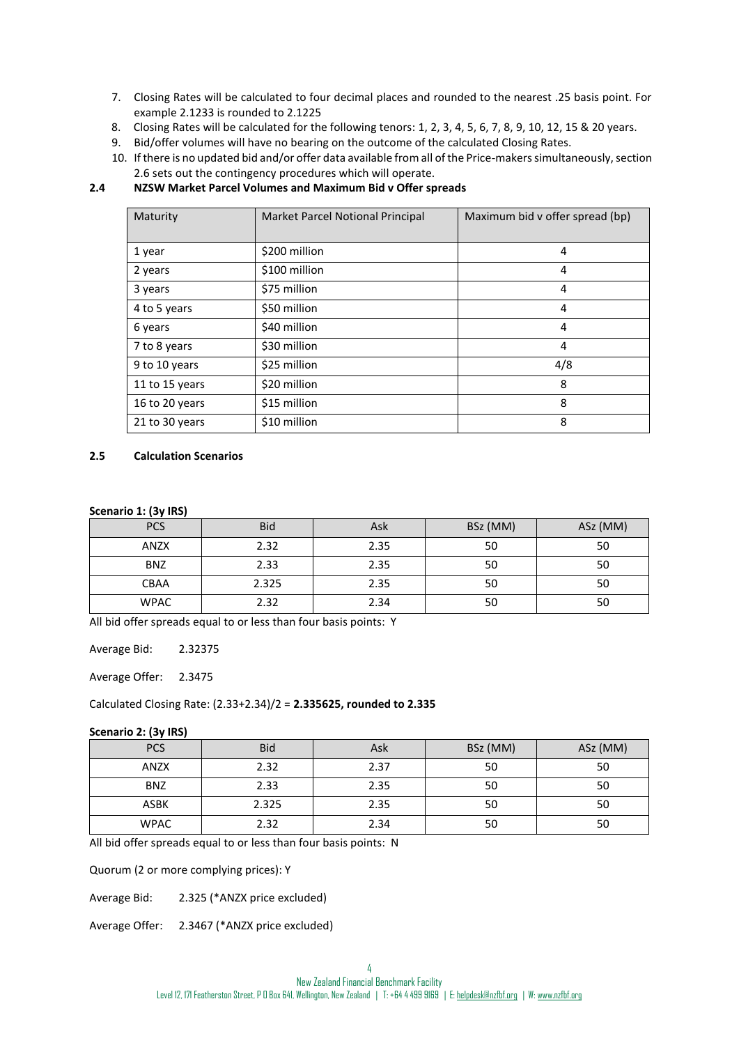7. Closing Rates will be calculated to four decimal places and rounded to the nearest .25 basis point. For example 2.1233 is rounded to 2.1225
8. Closing Rates will be calculated for the following tenors: 1, 2, 3, 4, 5, 6, 7, 8, 9, 10, 12, 15 & 20 years.
9. Bid/offer volumes will have no bearing on the outcome of the calculated Closing Rates.
10. If there is no updated bid and/or offer data available from all of the Price-makers simultaneously, section 2.6 sets out the contingency procedures which will operate.

### 2.4 NZSW Market Parcel Volumes and Maximum Bid v Offer spreads

| Maturity | Market Parcel Notional Principal | Maximum bid v offer spread (bp) |
|---|---|---|
| 1 year | $200 million | 4 |
| 2 years | $100 million | 4 |
| 3 years | $75 million | 4 |
| 4 to 5 years | $50 million | 4 |
| 6 years | $40 million | 4 |
| 7 to 8 years | $30 million | 4 |
| 9 to 10 years | $25 million | 4/8 |
| 11 to 15 years | $20 million | 8 |
| 16 to 20 years | $15 million | 8 |
| 21 to 30 years | $10 million | 8 |

### 2.5 Calculation Scenarios

**Scenario 1: (3y IRS)**

| PCS | Bid | Ask | BSz (MM) | ASz (MM) |
|---|---|---|---|---|
| ANZX | 2.32 | 2.35 | 50 | 50 |
| BNZ | 2.33 | 2.35 | 50 | 50 |
| CBAA | 2.325 | 2.35 | 50 | 50 |
| WPAC | 2.32 | 2.34 | 50 | 50 |

All bid offer spreads equal to or less than four basis points: Y

Average Bid: 2.32375

Average Offer: 2.3475

Calculated Closing Rate: (2.33+2.34)/2 = **2.335625, rounded to 2.335**

**Scenario 2: (3y IRS)**

| PCS | Bid | Ask | BSz (MM) | ASz (MM) |
|---|---|---|---|---|
| ANZX | 2.32 | 2.37 | 50 | 50 |
| BNZ | 2.33 | 2.35 | 50 | 50 |
| ASBK | 2.325 | 2.35 | 50 | 50 |
| WPAC | 2.32 | 2.34 | 50 | 50 |

All bid offer spreads equal to or less than four basis points: N

Quorum (2 or more complying prices): Y

Average Bid: 2.325 (*ANZX price excluded)

Average Offer: 2.3467 (*ANZX price excluded)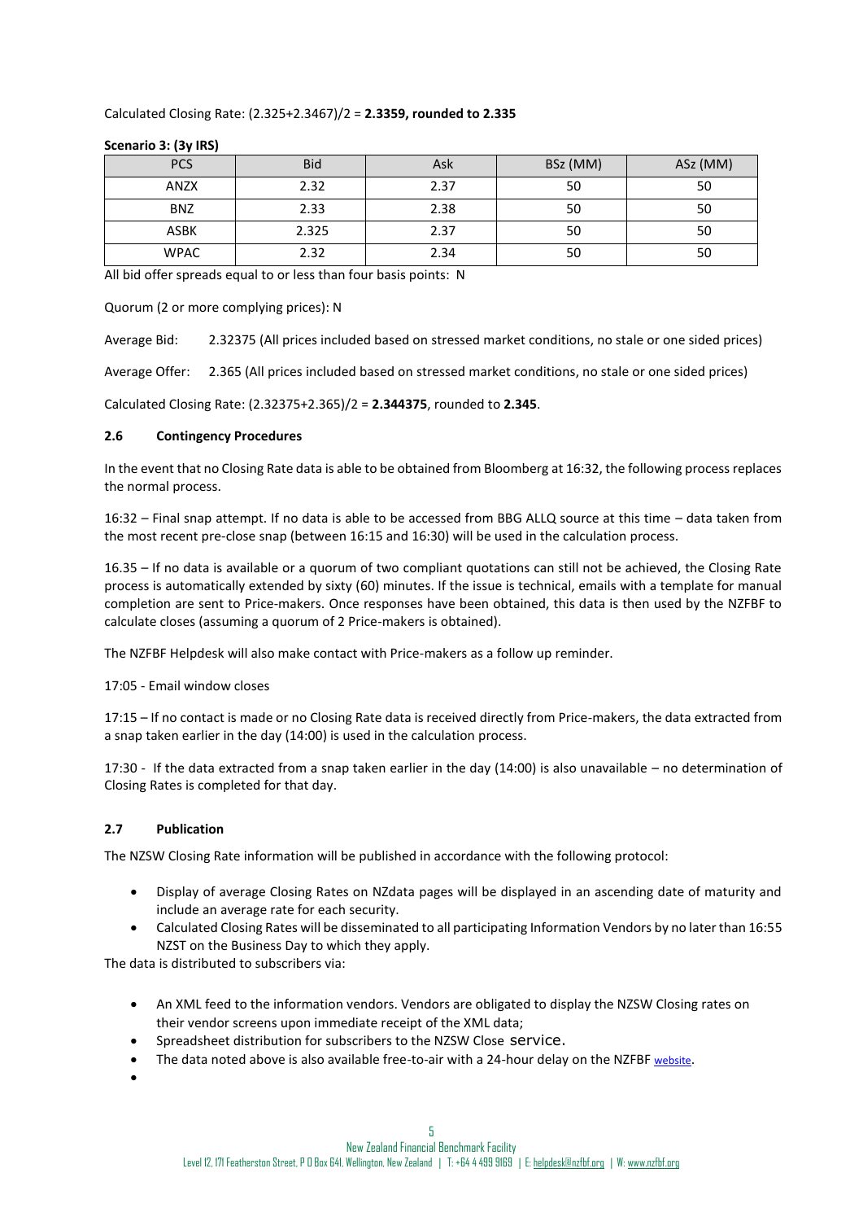Calculated Closing Rate: (2.325+2.3467)/2 = **2.3359, rounded to 2.335**

**Scenario 3: (3y IRS)**

| PCS | Bid | Ask | BSz (MM) | ASz (MM) |
|---|---|---|---|---|
| ANZX | 2.32 | 2.37 | 50 | 50 |
| BNZ | 2.33 | 2.38 | 50 | 50 |
| ASBK | 2.325 | 2.37 | 50 | 50 |
| WPAC | 2.32 | 2.34 | 50 | 50 |

All bid offer spreads equal to or less than four basis points: N

Quorum (2 or more complying prices): N

Average Bid: 2.32375 (All prices included based on stressed market conditions, no stale or one sided prices)

Average Offer: 2.365 (All prices included based on stressed market conditions, no stale or one sided prices)

Calculated Closing Rate: (2.32375+2.365)/2 = **2.344375**, rounded to **2.345**.

### 2.6 Contingency Procedures

In the event that no Closing Rate data is able to be obtained from Bloomberg at 16:32, the following process replaces the normal process.

16:32 – Final snap attempt. If no data is able to be accessed from BBG ALLQ source at this time – data taken from the most recent pre-close snap (between 16:15 and 16:30) will be used in the calculation process.

16.35 – If no data is available or a quorum of two compliant quotations can still not be achieved, the Closing Rate process is automatically extended by sixty (60) minutes. If the issue is technical, emails with a template for manual completion are sent to Price-makers. Once responses have been obtained, this data is then used by the NZFBF to calculate closes (assuming a quorum of 2 Price-makers is obtained).

The NZFBF Helpdesk will also make contact with Price-makers as a follow up reminder.

17:05 - Email window closes

17:15 – If no contact is made or no Closing Rate data is received directly from Price-makers, the data extracted from a snap taken earlier in the day (14:00) is used in the calculation process.

17:30 - If the data extracted from a snap taken earlier in the day (14:00) is also unavailable – no determination of Closing Rates is completed for that day.

### 2.7 Publication

The NZSW Closing Rate information will be published in accordance with the following protocol:

- Display of average Closing Rates on NZdata pages will be displayed in an ascending date of maturity and include an average rate for each security.
- Calculated Closing Rates will be disseminated to all participating Information Vendors by no later than 16:55 NZST on the Business Day to which they apply.

The data is distributed to subscribers via:

- An XML feed to the information vendors. Vendors are obligated to display the NZSW Closing rates on their vendor screens upon immediate receipt of the XML data;
- Spreadsheet distribution for subscribers to the NZSW Close service.
- The data noted above is also available free-to-air with a 24-hour delay on the NZFBF website.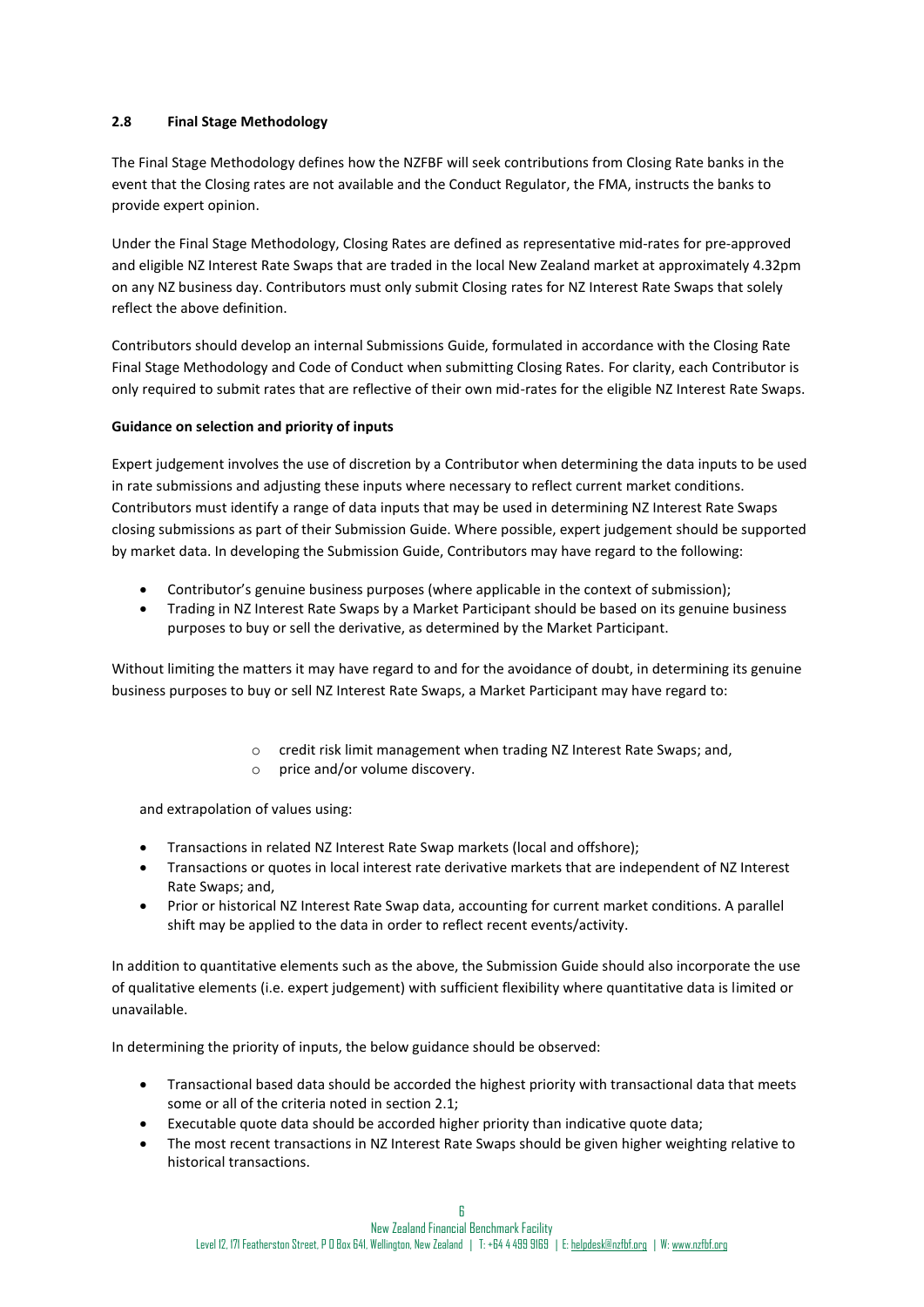### 2.8 Final Stage Methodology

The Final Stage Methodology defines how the NZFBF will seek contributions from Closing Rate banks in the event that the Closing rates are not available and the Conduct Regulator, the FMA, instructs the banks to provide expert opinion.

Under the Final Stage Methodology, Closing Rates are defined as representative mid-rates for pre-approved and eligible NZ Interest Rate Swaps that are traded in the local New Zealand market at approximately 4.32pm on any NZ business day. Contributors must only submit Closing rates for NZ Interest Rate Swaps that solely reflect the above definition.

Contributors should develop an internal Submissions Guide, formulated in accordance with the Closing Rate Final Stage Methodology and Code of Conduct when submitting Closing Rates. For clarity, each Contributor is only required to submit rates that are reflective of their own mid-rates for the eligible NZ Interest Rate Swaps.

**Guidance on selection and priority of inputs**

Expert judgement involves the use of discretion by a Contributor when determining the data inputs to be used in rate submissions and adjusting these inputs where necessary to reflect current market conditions. Contributors must identify a range of data inputs that may be used in determining NZ Interest Rate Swaps closing submissions as part of their Submission Guide. Where possible, expert judgement should be supported by market data. In developing the Submission Guide, Contributors may have regard to the following:

- Contributor's genuine business purposes (where applicable in the context of submission);
- Trading in NZ Interest Rate Swaps by a Market Participant should be based on its genuine business purposes to buy or sell the derivative, as determined by the Market Participant.

Without limiting the matters it may have regard to and for the avoidance of doubt, in determining its genuine business purposes to buy or sell NZ Interest Rate Swaps, a Market Participant may have regard to:

  - credit risk limit management when trading NZ Interest Rate Swaps; and,
  - price and/or volume discovery.

and extrapolation of values using:

- Transactions in related NZ Interest Rate Swap markets (local and offshore);
- Transactions or quotes in local interest rate derivative markets that are independent of NZ Interest Rate Swaps; and,
- Prior or historical NZ Interest Rate Swap data, accounting for current market conditions. A parallel shift may be applied to the data in order to reflect recent events/activity.

In addition to quantitative elements such as the above, the Submission Guide should also incorporate the use of qualitative elements (i.e. expert judgement) with sufficient flexibility where quantitative data is limited or unavailable.

In determining the priority of inputs, the below guidance should be observed:

- Transactional based data should be accorded the highest priority with transactional data that meets some or all of the criteria noted in section 2.1;
- Executable quote data should be accorded higher priority than indicative quote data;
- The most recent transactions in NZ Interest Rate Swaps should be given higher weighting relative to historical transactions.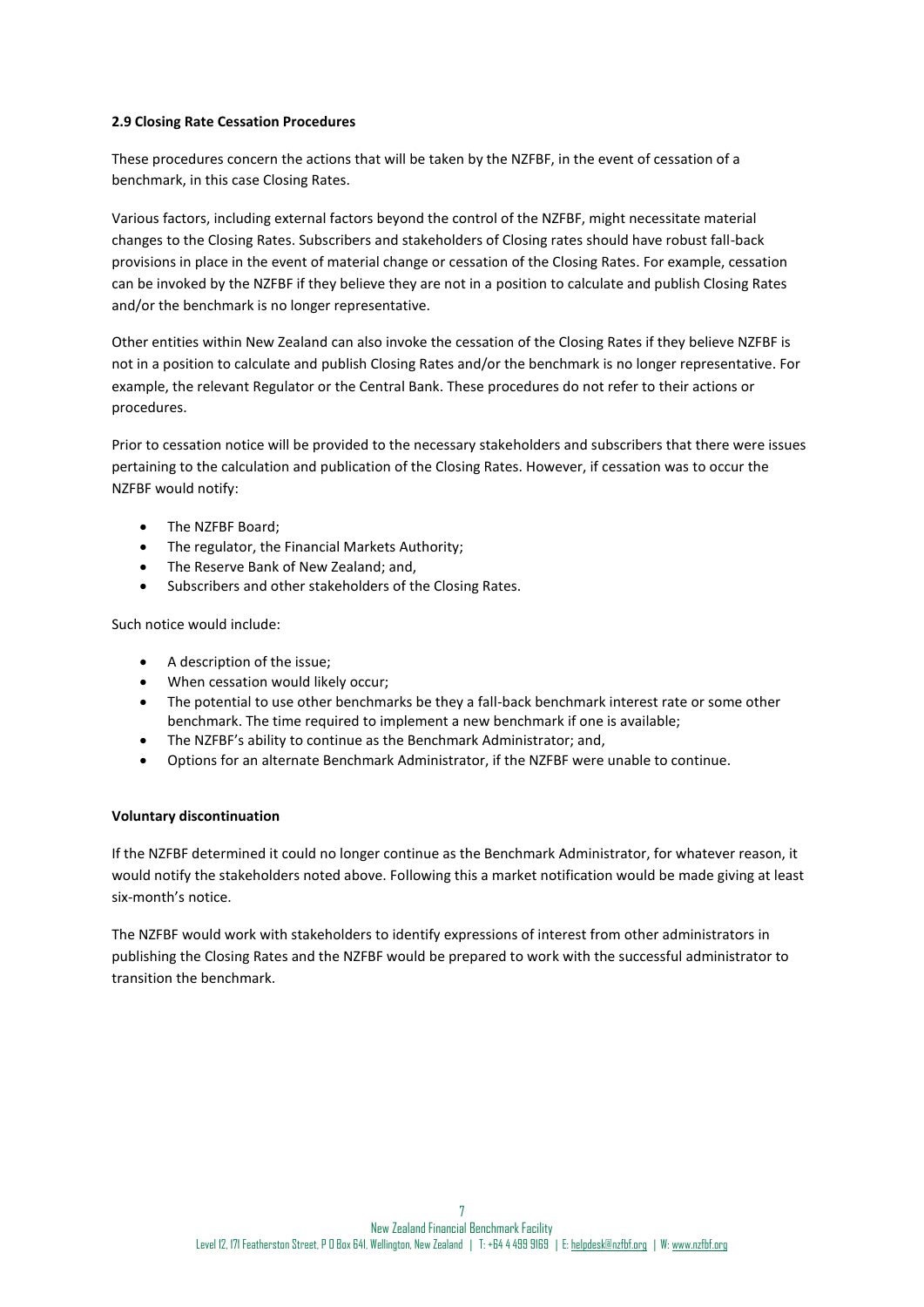**2.9 Closing Rate Cessation Procedures**

These procedures concern the actions that will be taken by the NZFBF, in the event of cessation of a benchmark, in this case Closing Rates.

Various factors, including external factors beyond the control of the NZFBF, might necessitate material changes to the Closing Rates. Subscribers and stakeholders of Closing rates should have robust fall-back provisions in place in the event of material change or cessation of the Closing Rates. For example, cessation can be invoked by the NZFBF if they believe they are not in a position to calculate and publish Closing Rates and/or the benchmark is no longer representative.

Other entities within New Zealand can also invoke the cessation of the Closing Rates if they believe NZFBF is not in a position to calculate and publish Closing Rates and/or the benchmark is no longer representative. For example, the relevant Regulator or the Central Bank. These procedures do not refer to their actions or procedures.

Prior to cessation notice will be provided to the necessary stakeholders and subscribers that there were issues pertaining to the calculation and publication of the Closing Rates. However, if cessation was to occur the NZFBF would notify:

- The NZFBF Board;
- The regulator, the Financial Markets Authority;
- The Reserve Bank of New Zealand; and,
- Subscribers and other stakeholders of the Closing Rates.

Such notice would include:

- A description of the issue;
- When cessation would likely occur;
- The potential to use other benchmarks be they a fall-back benchmark interest rate or some other benchmark. The time required to implement a new benchmark if one is available;
- The NZFBF's ability to continue as the Benchmark Administrator; and,
- Options for an alternate Benchmark Administrator, if the NZFBF were unable to continue.

**Voluntary discontinuation**

If the NZFBF determined it could no longer continue as the Benchmark Administrator, for whatever reason, it would notify the stakeholders noted above. Following this a market notification would be made giving at least six-month's notice.

The NZFBF would work with stakeholders to identify expressions of interest from other administrators in publishing the Closing Rates and the NZFBF would be prepared to work with the successful administrator to transition the benchmark.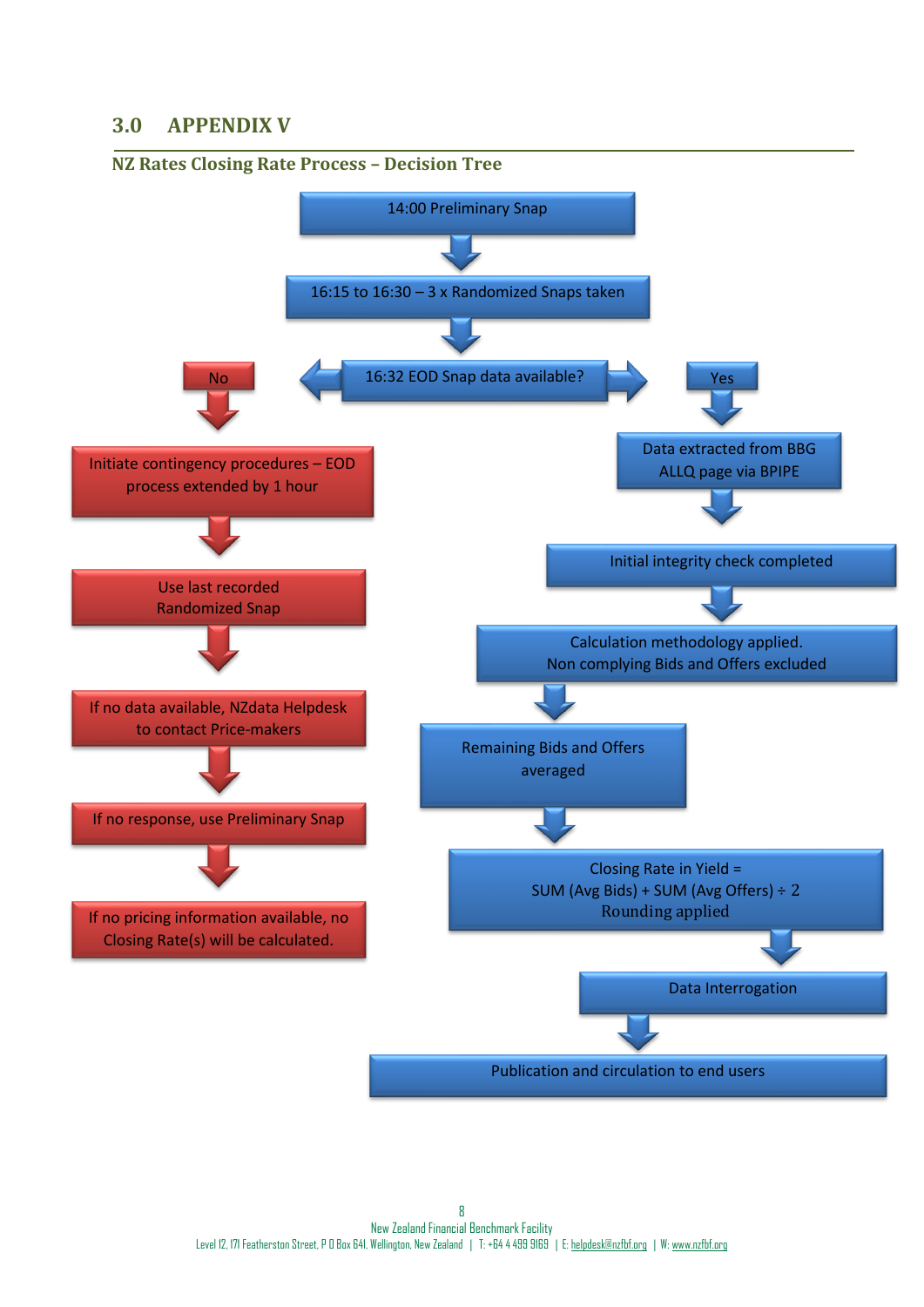# 3.0 APPENDIX V

## NZ Rates Closing Rate Process – Decision Tree

14:00 Preliminary Snap

16:15 to 16:30 – 3 x Randomized Snaps taken

16:32 EOD Snap data available?

**No**

- Initiate contingency procedures – EOD process extended by 1 hour
- Use last recorded Randomized Snap
- If no data available, NZdata Helpdesk to contact Price-makers
- If no response, use Preliminary Snap
- If no pricing information available, no Closing Rate(s) will be calculated.

**Yes**

- Data extracted from BBG ALLQ page via BPIPE
- Initial integrity check completed
- Calculation methodology applied. Non complying Bids and Offers excluded
- Remaining Bids and Offers averaged
- Closing Rate in Yield = SUM (Avg Bids) + SUM (Avg Offers) ÷ 2 Rounding applied
- Data Interrogation
- Publication and circulation to end users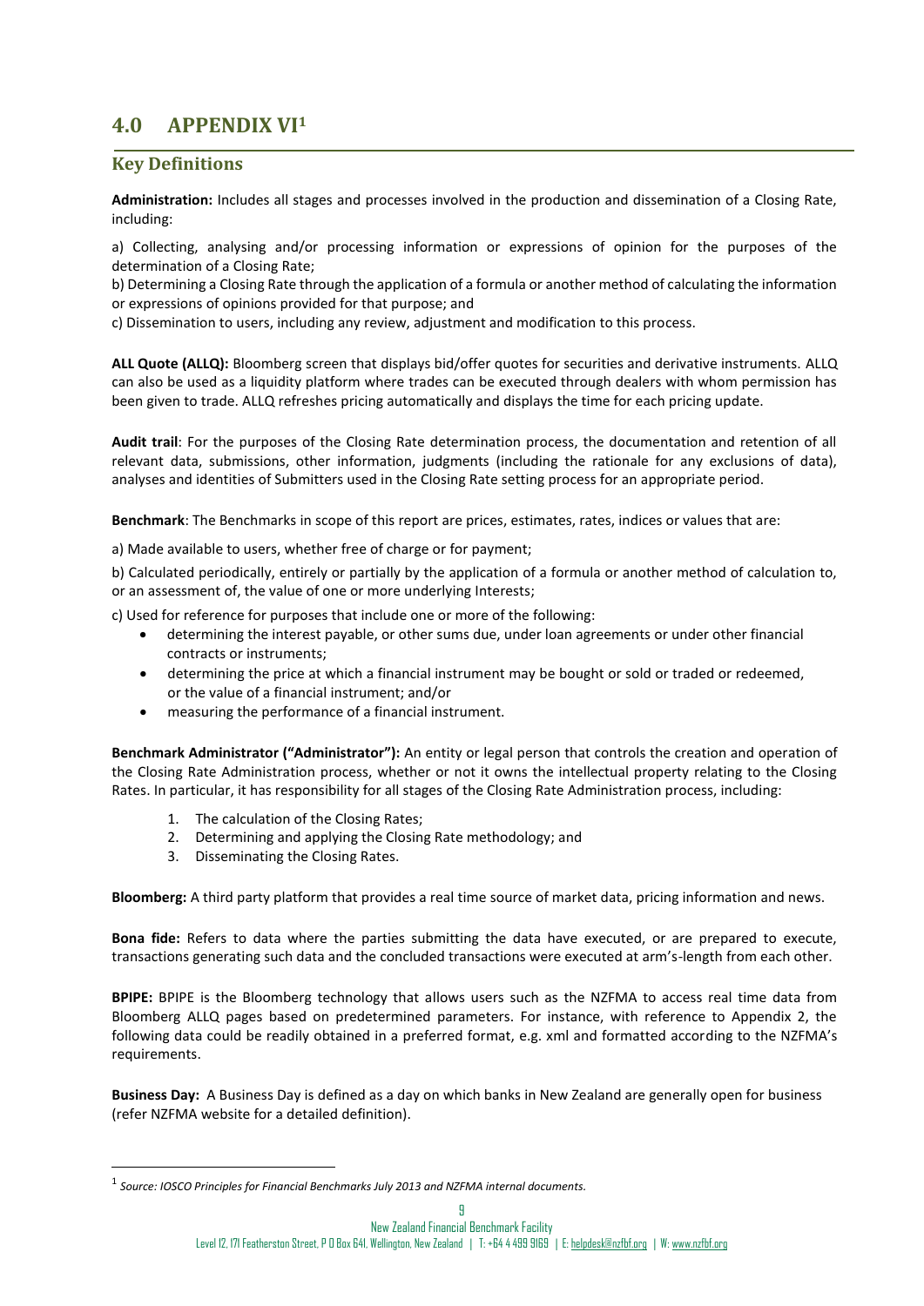# 4.0 APPENDIX VI[1]

## Key Definitions

**Administration:** Includes all stages and processes involved in the production and dissemination of a Closing Rate, including:

a) Collecting, analysing and/or processing information or expressions of opinion for the purposes of the determination of a Closing Rate;
b) Determining a Closing Rate through the application of a formula or another method of calculating the information or expressions of opinions provided for that purpose; and
c) Dissemination to users, including any review, adjustment and modification to this process.

**ALL Quote (ALLQ):** Bloomberg screen that displays bid/offer quotes for securities and derivative instruments. ALLQ can also be used as a liquidity platform where trades can be executed through dealers with whom permission has been given to trade. ALLQ refreshes pricing automatically and displays the time for each pricing update.

**Audit trail**: For the purposes of the Closing Rate determination process, the documentation and retention of all relevant data, submissions, other information, judgments (including the rationale for any exclusions of data), analyses and identities of Submitters used in the Closing Rate setting process for an appropriate period.

**Benchmark**: The Benchmarks in scope of this report are prices, estimates, rates, indices or values that are:

a) Made available to users, whether free of charge or for payment;

b) Calculated periodically, entirely or partially by the application of a formula or another method of calculation to, or an assessment of, the value of one or more underlying Interests;

c) Used for reference for purposes that include one or more of the following:

- determining the interest payable, or other sums due, under loan agreements or under other financial contracts or instruments;
- determining the price at which a financial instrument may be bought or sold or traded or redeemed, or the value of a financial instrument; and/or
- measuring the performance of a financial instrument.

**Benchmark Administrator ("Administrator"):** An entity or legal person that controls the creation and operation of the Closing Rate Administration process, whether or not it owns the intellectual property relating to the Closing Rates. In particular, it has responsibility for all stages of the Closing Rate Administration process, including:

1. The calculation of the Closing Rates;
2. Determining and applying the Closing Rate methodology; and
3. Disseminating the Closing Rates.

**Bloomberg:** A third party platform that provides a real time source of market data, pricing information and news.

**Bona fide:** Refers to data where the parties submitting the data have executed, or are prepared to execute, transactions generating such data and the concluded transactions were executed at arm's-length from each other.

**BPIPE:** BPIPE is the Bloomberg technology that allows users such as the NZFMA to access real time data from Bloomberg ALLQ pages based on predetermined parameters. For instance, with reference to Appendix 2, the following data could be readily obtained in a preferred format, e.g. xml and formatted according to the NZFMA's requirements.

**Business Day:** A Business Day is defined as a day on which banks in New Zealand are generally open for business (refer NZFMA website for a detailed definition).

---

[1] *Source: IOSCO Principles for Financial Benchmarks July 2013 and NZFMA internal documents.*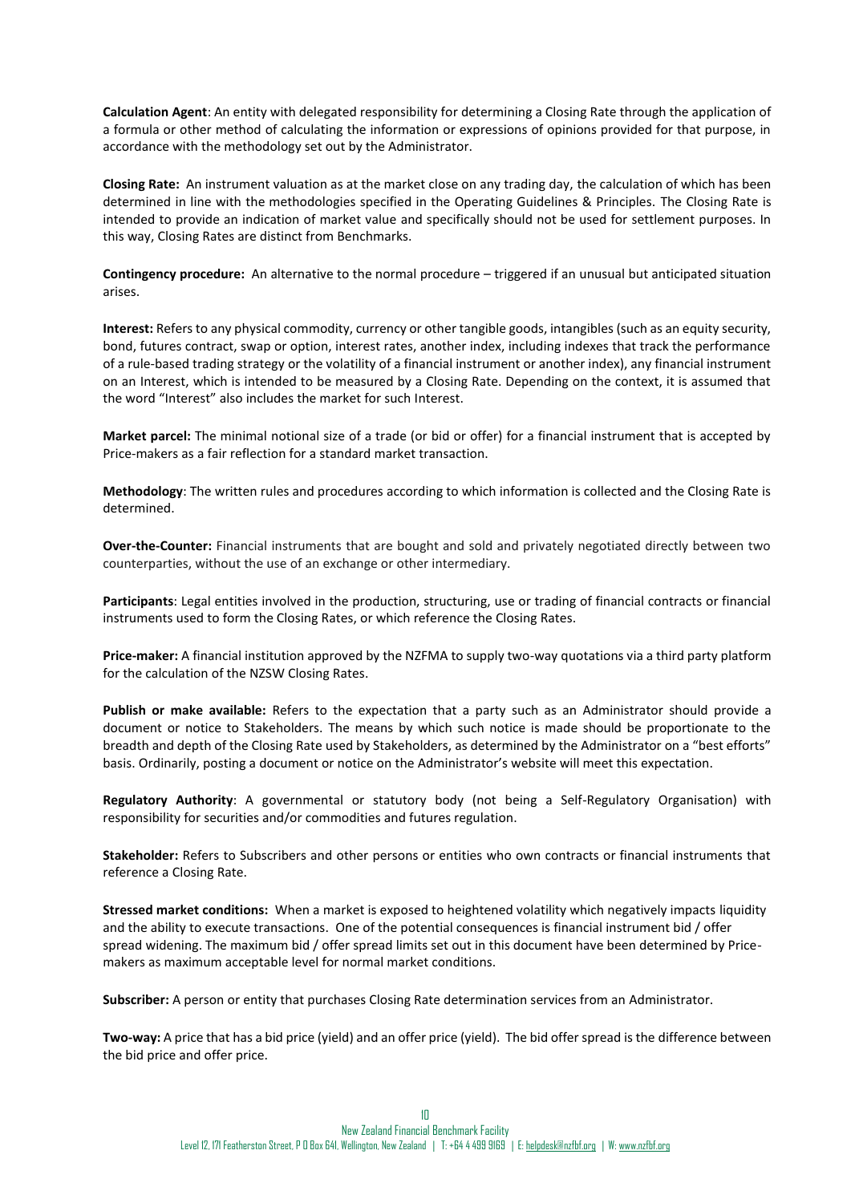**Calculation Agent**: An entity with delegated responsibility for determining a Closing Rate through the application of a formula or other method of calculating the information or expressions of opinions provided for that purpose, in accordance with the methodology set out by the Administrator.

**Closing Rate:** An instrument valuation as at the market close on any trading day, the calculation of which has been determined in line with the methodologies specified in the Operating Guidelines & Principles. The Closing Rate is intended to provide an indication of market value and specifically should not be used for settlement purposes. In this way, Closing Rates are distinct from Benchmarks.

**Contingency procedure:** An alternative to the normal procedure – triggered if an unusual but anticipated situation arises.

**Interest:** Refers to any physical commodity, currency or other tangible goods, intangibles (such as an equity security, bond, futures contract, swap or option, interest rates, another index, including indexes that track the performance of a rule-based trading strategy or the volatility of a financial instrument or another index), any financial instrument on an Interest, which is intended to be measured by a Closing Rate. Depending on the context, it is assumed that the word "Interest" also includes the market for such Interest.

**Market parcel:** The minimal notional size of a trade (or bid or offer) for a financial instrument that is accepted by Price-makers as a fair reflection for a standard market transaction.

**Methodology**: The written rules and procedures according to which information is collected and the Closing Rate is determined.

**Over-the-Counter:** Financial instruments that are bought and sold and privately negotiated directly between two counterparties, without the use of an exchange or other intermediary.

**Participants**: Legal entities involved in the production, structuring, use or trading of financial contracts or financial instruments used to form the Closing Rates, or which reference the Closing Rates.

**Price-maker:** A financial institution approved by the NZFMA to supply two-way quotations via a third party platform for the calculation of the NZSW Closing Rates.

**Publish or make available:** Refers to the expectation that a party such as an Administrator should provide a document or notice to Stakeholders. The means by which such notice is made should be proportionate to the breadth and depth of the Closing Rate used by Stakeholders, as determined by the Administrator on a "best efforts" basis. Ordinarily, posting a document or notice on the Administrator's website will meet this expectation.

**Regulatory Authority**: A governmental or statutory body (not being a Self-Regulatory Organisation) with responsibility for securities and/or commodities and futures regulation.

**Stakeholder:** Refers to Subscribers and other persons or entities who own contracts or financial instruments that reference a Closing Rate.

**Stressed market conditions:** When a market is exposed to heightened volatility which negatively impacts liquidity and the ability to execute transactions. One of the potential consequences is financial instrument bid / offer spread widening. The maximum bid / offer spread limits set out in this document have been determined by Price-makers as maximum acceptable level for normal market conditions.

**Subscriber:** A person or entity that purchases Closing Rate determination services from an Administrator.

**Two-way:** A price that has a bid price (yield) and an offer price (yield). The bid offer spread is the difference between the bid price and offer price.